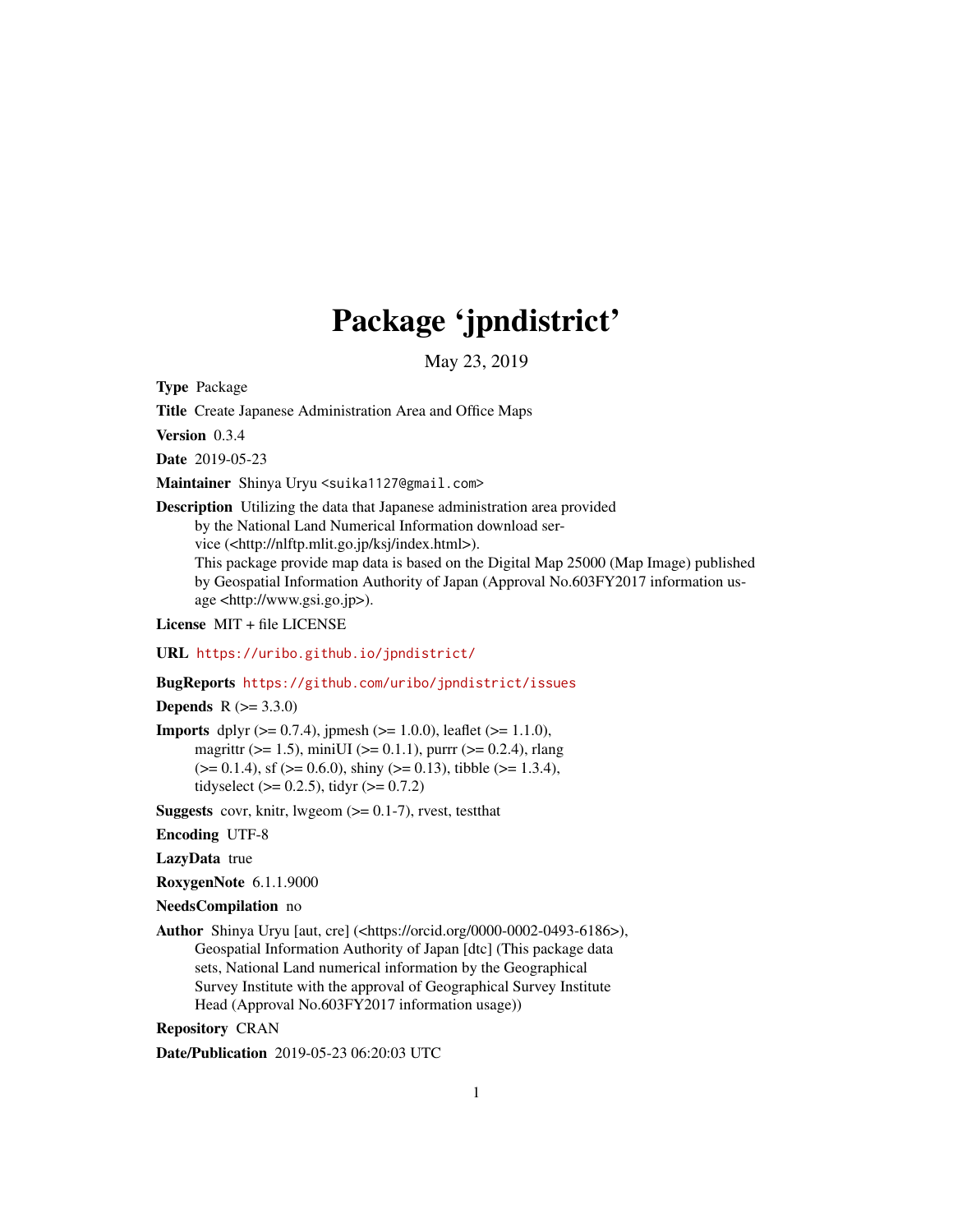# Package 'jpndistrict'

May 23, 2019

**Type** Package

**Title** Create Japanese Administration Area and Office Maps

**Version** 0.3.4

**Date** 2019-05-23

**Maintainer** Shinya Uryu <suika1127@gmail.com>

**Description** Utilizing the data that Japanese administration area provided by the National Land Numerical Information download service (<http://nlftp.mlit.go.jp/ksj/index.html>). This package provide map data is based on the Digital Map 25000 (Map Image) published by Geospatial Information Authority of Japan (Approval No.603FY2017 information usage <http://www.gsi.go.jp>).

**License** MIT + file LICENSE

**URL** https://uribo.github.io/jpndistrict/

**BugReports** https://github.com/uribo/jpndistrict/issues

**Depends** R (>= 3.3.0)

**Imports** dplyr (>= 0.7.4), jpmesh (>= 1.0.0), leaflet (>= 1.1.0), magrittr (>= 1.5), miniUI (>= 0.1.1), purrr (>= 0.2.4), rlang (>= 0.1.4), sf (>= 0.6.0), shiny (>= 0.13), tibble (>= 1.3.4), tidyselect (>= 0.2.5), tidyr (>= 0.7.2)

**Suggests** covr, knitr, lwgeom (>= 0.1-7), rvest, testthat

**Encoding** UTF-8

**LazyData** true

**RoxygenNote** 6.1.1.9000

**NeedsCompilation** no

**Author** Shinya Uryu [aut, cre] (<https://orcid.org/0000-0002-0493-6186>), Geospatial Information Authority of Japan [dtc] (This package data sets, National Land numerical information by the Geographical Survey Institute with the approval of Geographical Survey Institute Head (Approval No.603FY2017 information usage))

**Repository** CRAN

**Date/Publication** 2019-05-23 06:20:03 UTC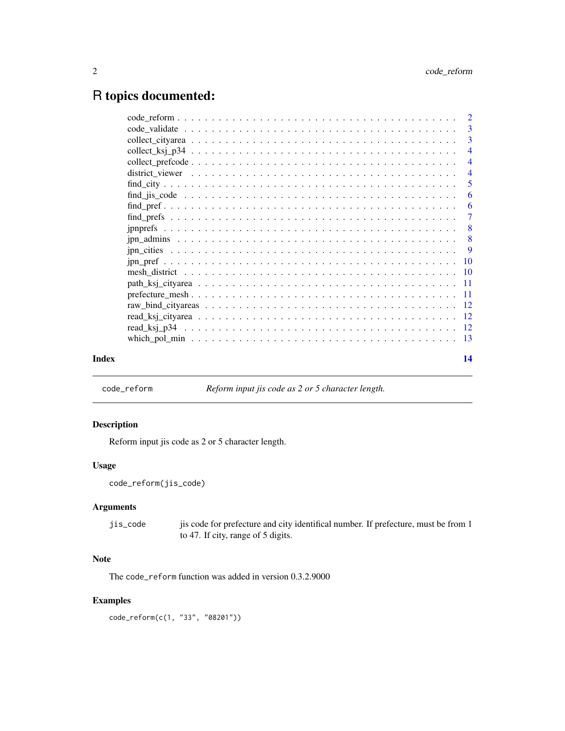# R topics documented:

| | |
|---|---|
| code_reform | 2 |
| code_validate | 3 |
| collect_cityarea | 3 |
| collect_ksj_p34 | 4 |
| collect_prefcode | 4 |
| district_viewer | 4 |
| find_city | 5 |
| find_jis_code | 6 |
| find_pref | 6 |
| find_prefs | 7 |
| jpnprefs | 8 |
| jpn_admins | 8 |
| jpn_cities | 9 |
| jpn_pref | 10 |
| mesh_district | 10 |
| path_ksj_cityarea | 11 |
| prefecture_mesh | 11 |
| raw_bind_cityareas | 12 |
| read_ksj_cityarea | 12 |
| read_ksj_p34 | 12 |
| which_pol_min | 13 |

**Index** 14

---

`code_reform` *Reform input jis code as 2 or 5 character length.*

---

### Description

Reform input jis code as 2 or 5 character length.

### Usage

```
code_reform(jis_code)
```

### Arguments

| | |
|---|---|
| `jis_code` | jis code for prefecture and city identifical number. If prefecture, must be from 1 to 47. If city, range of 5 digits. |

### Note

The `code_reform` function was added in version 0.3.2.9000

### Examples

```
code_reform(c(1, "33", "08201"))
```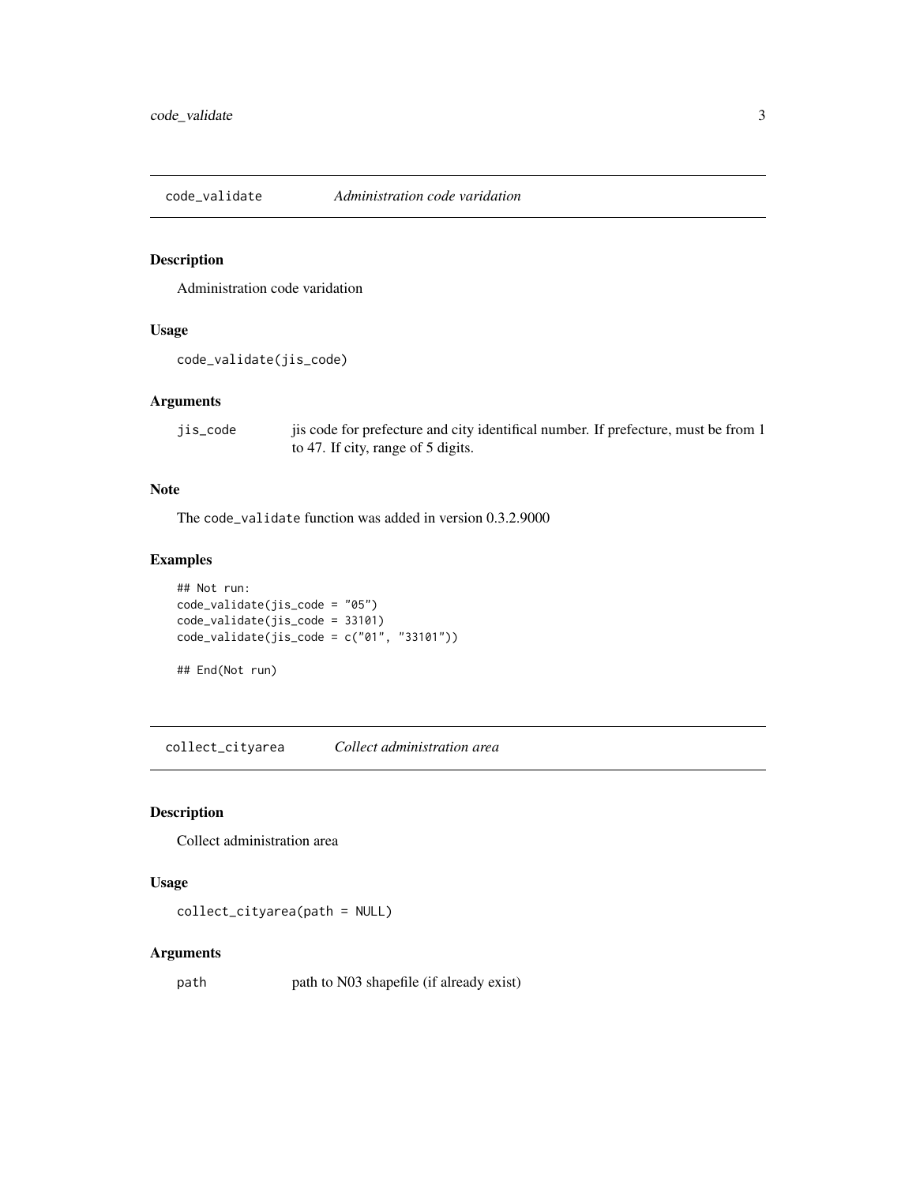## code_validate *Administration code varidation*

### Description

Administration code varidation

### Usage

```
code_validate(jis_code)
```

### Arguments

| | |
|---|---|
| jis_code | jis code for prefecture and city identifical number. If prefecture, must be from 1 to 47. If city, range of 5 digits. |

### Note

The `code_validate` function was added in version 0.3.2.9000

### Examples

```
## Not run:
code_validate(jis_code = "05")
code_validate(jis_code = 33101)
code_validate(jis_code = c("01", "33101"))

## End(Not run)
```

## collect_cityarea *Collect administration area*

### Description

Collect administration area

### Usage

```
collect_cityarea(path = NULL)
```

### Arguments

| | |
|---|---|
| path | path to N03 shapefile (if already exist) |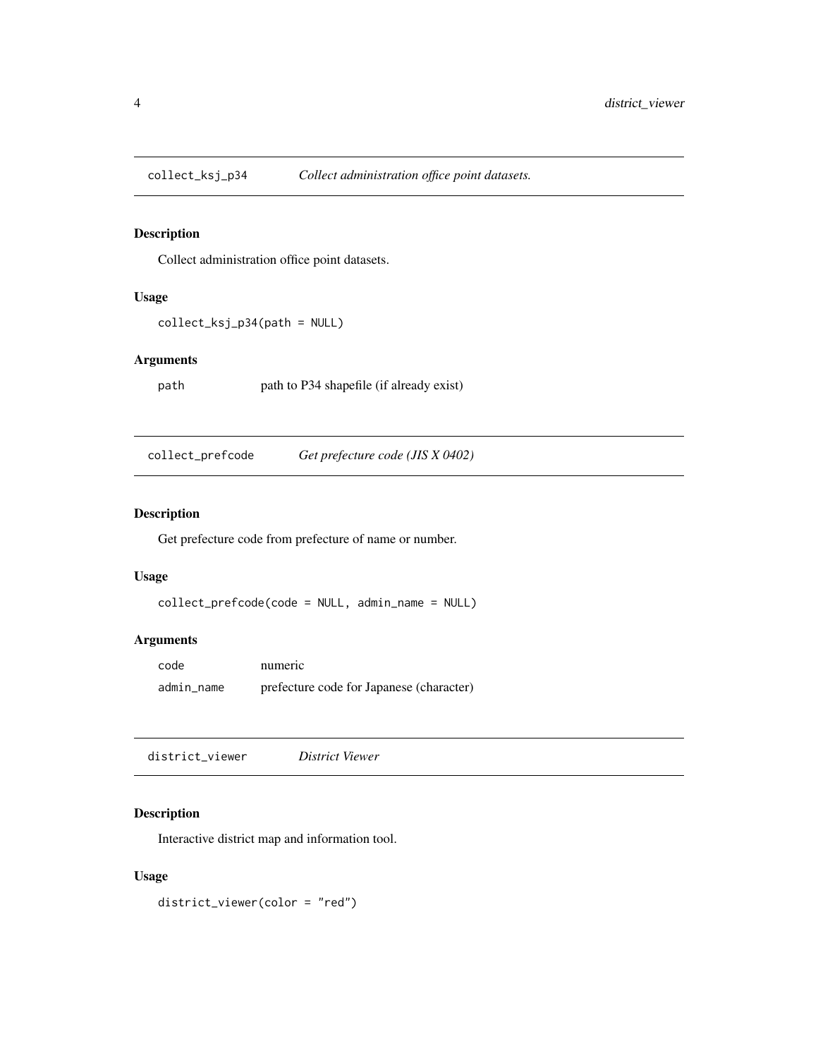## collect_ksj_p34 *Collect administration office point datasets.*

### Description

Collect administration office point datasets.

### Usage

```
collect_ksj_p34(path = NULL)
```

### Arguments

| | |
|---|---|
| path | path to P34 shapefile (if already exist) |

## collect_prefcode *Get prefecture code (JIS X 0402)*

### Description

Get prefecture code from prefecture of name or number.

### Usage

```
collect_prefcode(code = NULL, admin_name = NULL)
```

### Arguments

| | |
|---|---|
| code | numeric |
| admin_name | prefecture code for Japanese (character) |

## district_viewer *District Viewer*

### Description

Interactive district map and information tool.

### Usage

```
district_viewer(color = "red")
```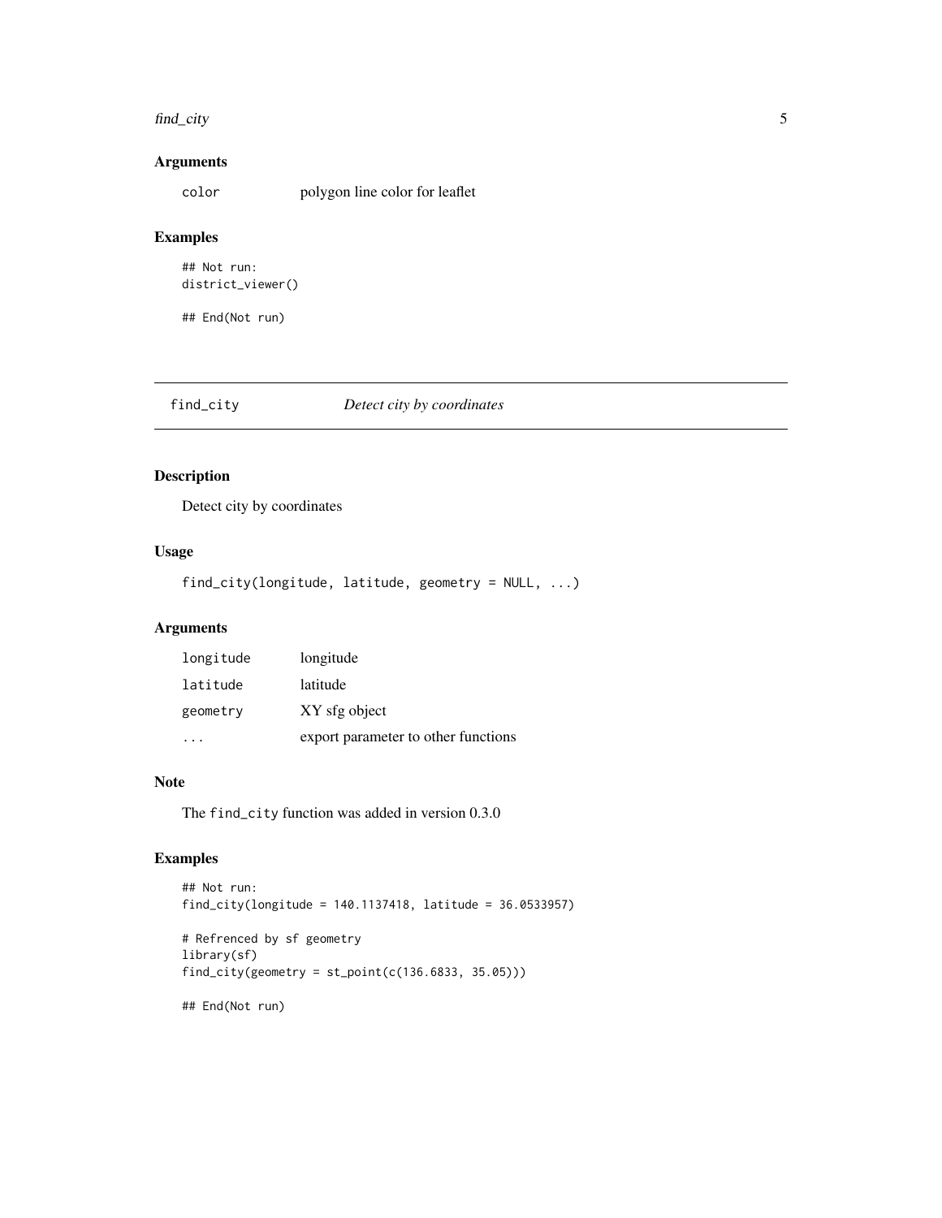## Arguments

| | |
|---|---|
| `color` | polygon line color for leaflet |

## Examples

```
## Not run:
district_viewer()

## End(Not run)
```

---

# find_city — *Detect city by coordinates*

---

## Description

Detect city by coordinates

## Usage

```
find_city(longitude, latitude, geometry = NULL, ...)
```

## Arguments

| | |
|---|---|
| `longitude` | longitude |
| `latitude` | latitude |
| `geometry` | XY sfg object |
| `...` | export parameter to other functions |

## Note

The `find_city` function was added in version 0.3.0

## Examples

```
## Not run:
find_city(longitude = 140.1137418, latitude = 36.0533957)

# Refrenced by sf geometry
library(sf)
find_city(geometry = st_point(c(136.6833, 35.05)))

## End(Not run)
```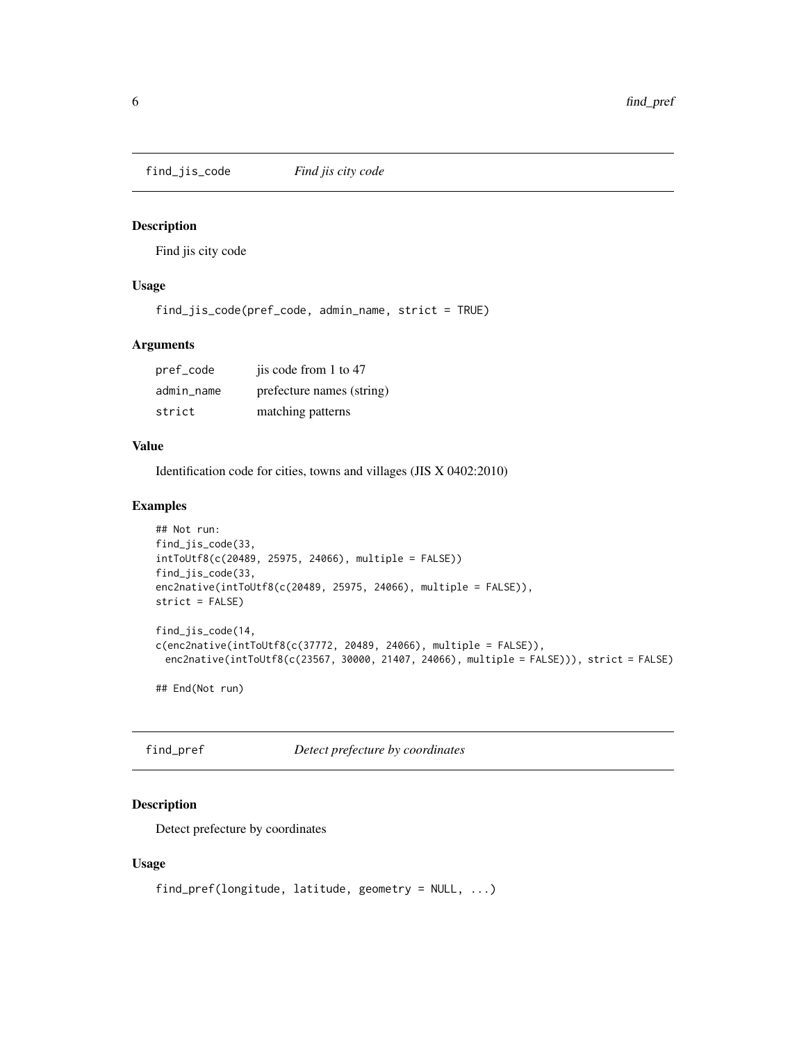## find_jis_code *Find jis city code*

### Description

Find jis city code

### Usage

```
find_jis_code(pref_code, admin_name, strict = TRUE)
```

### Arguments

| | |
|---|---|
| pref_code | jis code from 1 to 47 |
| admin_name | prefecture names (string) |
| strict | matching patterns |

### Value

Identification code for cities, towns and villages (JIS X 0402:2010)

### Examples

```
## Not run:
find_jis_code(33,
intToUtf8(c(20489, 25975, 24066), multiple = FALSE))
find_jis_code(33,
enc2native(intToUtf8(c(20489, 25975, 24066), multiple = FALSE)),
strict = FALSE)

find_jis_code(14,
c(enc2native(intToUtf8(c(37772, 20489, 24066), multiple = FALSE)),
  enc2native(intToUtf8(c(23567, 30000, 21407, 24066), multiple = FALSE))), strict = FALSE)

## End(Not run)
```

## find_pref *Detect prefecture by coordinates*

### Description

Detect prefecture by coordinates

### Usage

```
find_pref(longitude, latitude, geometry = NULL, ...)
```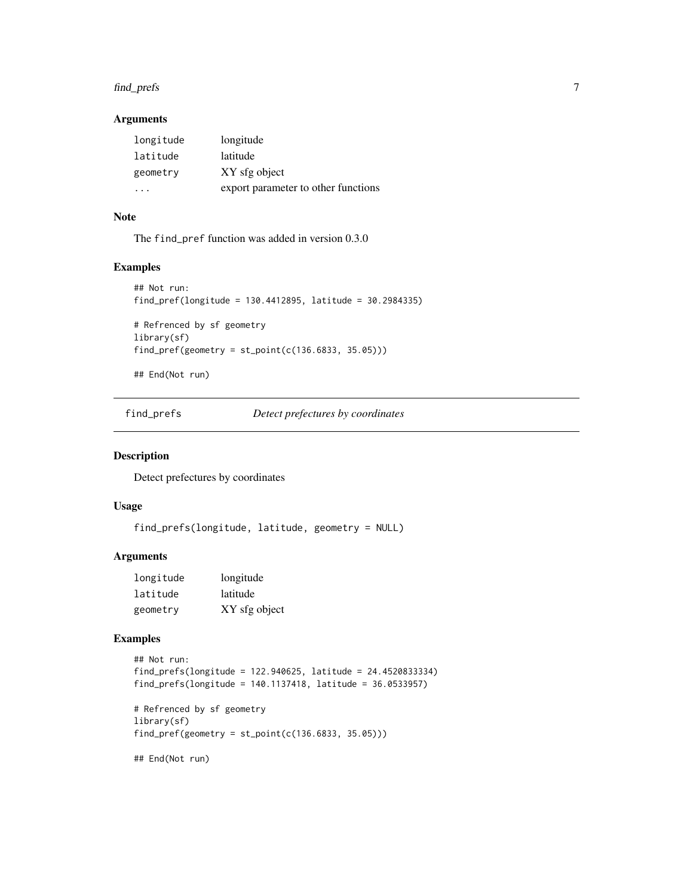### Arguments

| | |
|---|---|
| `longitude` | longitude |
| `latitude` | latitude |
| `geometry` | XY sfg object |
| `...` | export parameter to other functions |

### Note

The `find_pref` function was added in version 0.3.0

### Examples

```
## Not run:
find_pref(longitude = 130.4412895, latitude = 30.2984335)

# Refrenced by sf geometry
library(sf)
find_pref(geometry = st_point(c(136.6833, 35.05)))

## End(Not run)
```

---

## find_prefs    *Detect prefectures by coordinates*

---

### Description

Detect prefectures by coordinates

### Usage

```
find_prefs(longitude, latitude, geometry = NULL)
```

### Arguments

| | |
|---|---|
| `longitude` | longitude |
| `latitude` | latitude |
| `geometry` | XY sfg object |

### Examples

```
## Not run:
find_prefs(longitude = 122.940625, latitude = 24.4520833334)
find_prefs(longitude = 140.1137418, latitude = 36.0533957)

# Refrenced by sf geometry
library(sf)
find_pref(geometry = st_point(c(136.6833, 35.05)))

## End(Not run)
```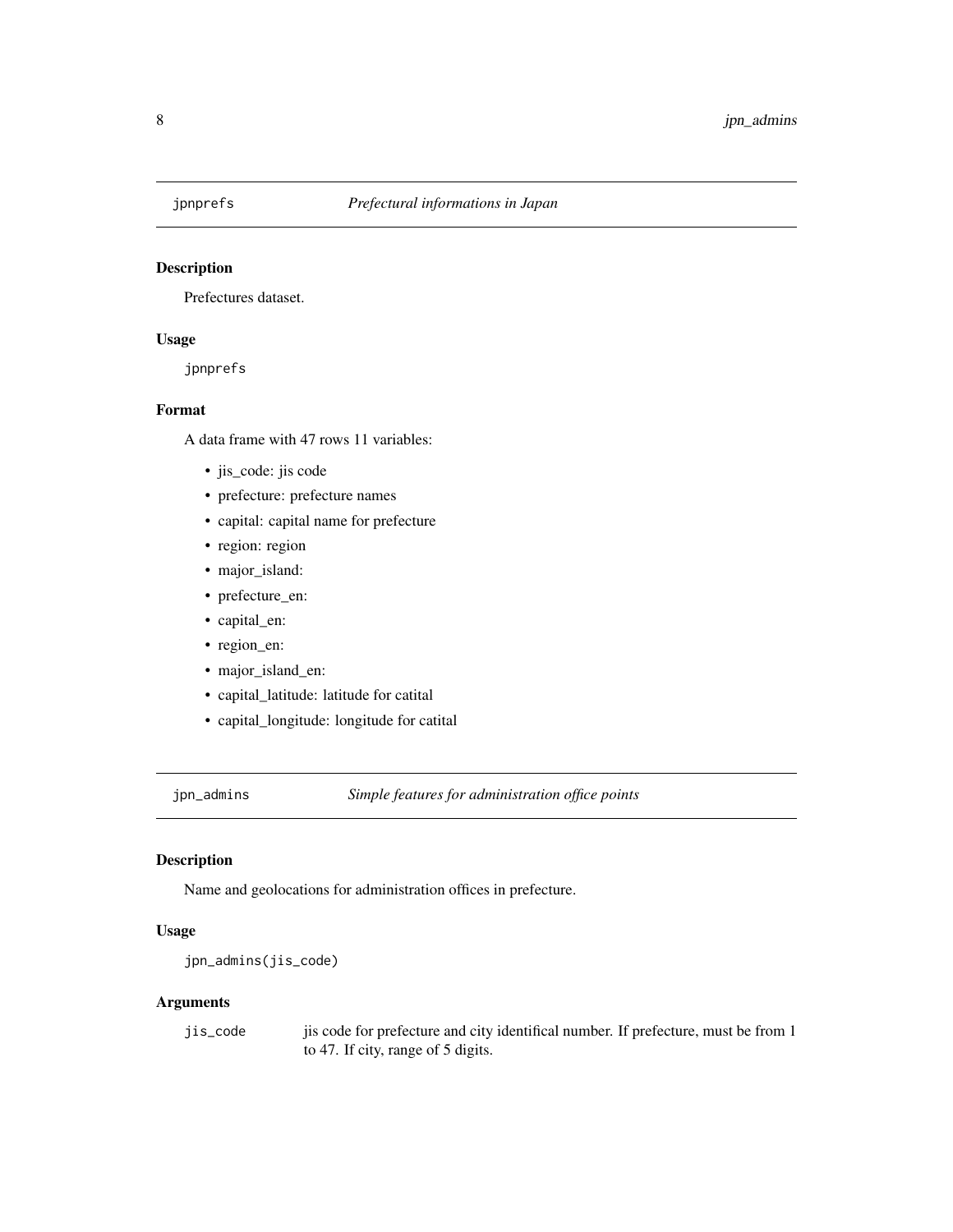## jpnprefs *Prefectural informations in Japan*

### Description

Prefectures dataset.

### Usage

```
jpnprefs
```

### Format

A data frame with 47 rows 11 variables:

- jis_code: jis code
- prefecture: prefecture names
- capital: capital name for prefecture
- region: region
- major_island:
- prefecture_en:
- capital_en:
- region_en:
- major_island_en:
- capital_latitude: latitude for catital
- capital_longitude: longitude for catital

## jpn_admins *Simple features for administration office points*

### Description

Name and geolocations for administration offices in prefecture.

### Usage

```
jpn_admins(jis_code)
```

### Arguments

| | |
|---|---|
| jis_code | jis code for prefecture and city identifical number. If prefecture, must be from 1 to 47. If city, range of 5 digits. |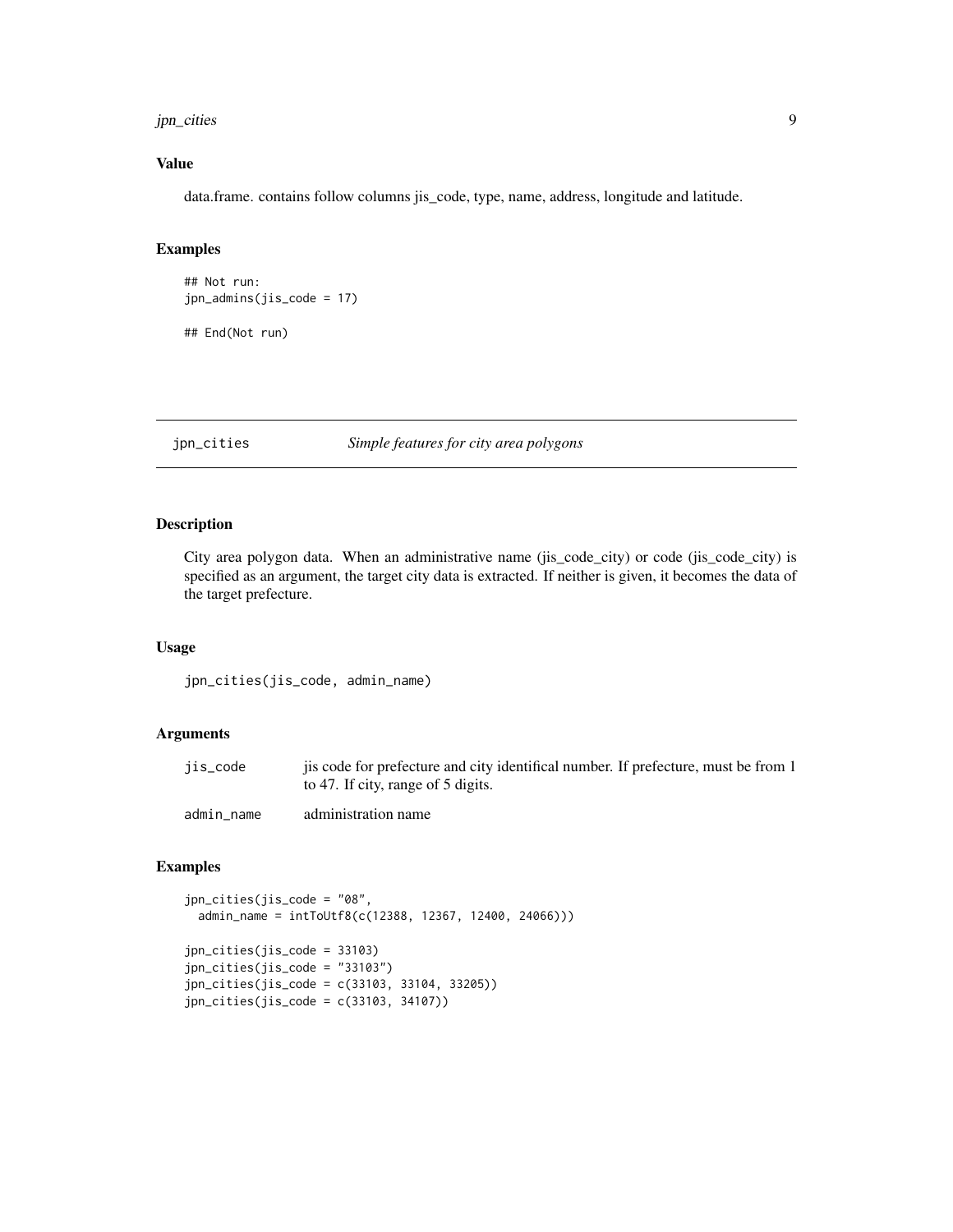## Value

data.frame. contains follow columns jis_code, type, name, address, longitude and latitude.

## Examples

```
## Not run:
jpn_admins(jis_code = 17)

## End(Not run)
```

---

# jpn_cities — *Simple features for city area polygons*

## Description

City area polygon data. When an administrative name (jis_code_city) or code (jis_code_city) is specified as an argument, the target city data is extracted. If neither is given, it becomes the data of the target prefecture.

## Usage

```
jpn_cities(jis_code, admin_name)
```

## Arguments

| | |
|---|---|
| `jis_code` | jis code for prefecture and city identifical number. If prefecture, must be from 1 to 47. If city, range of 5 digits. |
| `admin_name` | administration name |

## Examples

```
jpn_cities(jis_code = "08",
  admin_name = intToUtf8(c(12388, 12367, 12400, 24066)))

jpn_cities(jis_code = 33103)
jpn_cities(jis_code = "33103")
jpn_cities(jis_code = c(33103, 33104, 33205))
jpn_cities(jis_code = c(33103, 34107))
```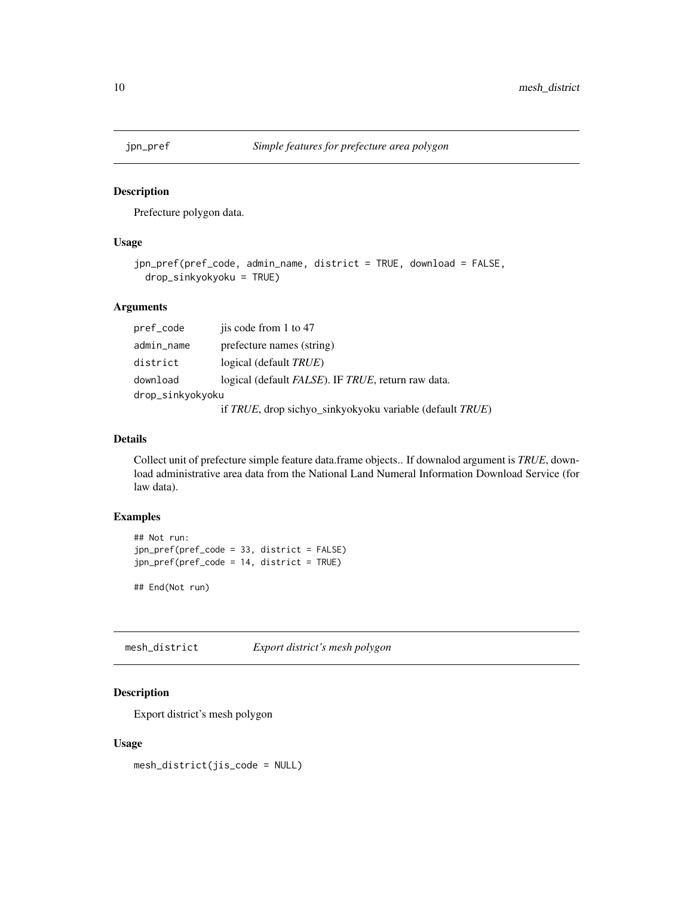## jpn_pref — *Simple features for prefecture area polygon*

### Description

Prefecture polygon data.

### Usage

```
jpn_pref(pref_code, admin_name, district = TRUE, download = FALSE,
  drop_sinkyokyoku = TRUE)
```

### Arguments

| | |
|---|---|
| pref_code | jis code from 1 to 47 |
| admin_name | prefecture names (string) |
| district | logical (default *TRUE*) |
| download | logical (default *FALSE*). IF *TRUE*, return raw data. |
| drop_sinkyokyoku | if *TRUE*, drop sichyo_sinkyokyoku variable (default *TRUE*) |

### Details

Collect unit of prefecture simple feature data.frame objects.. If downalod argument is *TRUE*, download administrative area data from the National Land Numeral Information Download Service (for law data).

### Examples

```
## Not run:
jpn_pref(pref_code = 33, district = FALSE)
jpn_pref(pref_code = 14, district = TRUE)

## End(Not run)
```

## mesh_district — *Export district's mesh polygon*

### Description

Export district's mesh polygon

### Usage

```
mesh_district(jis_code = NULL)
```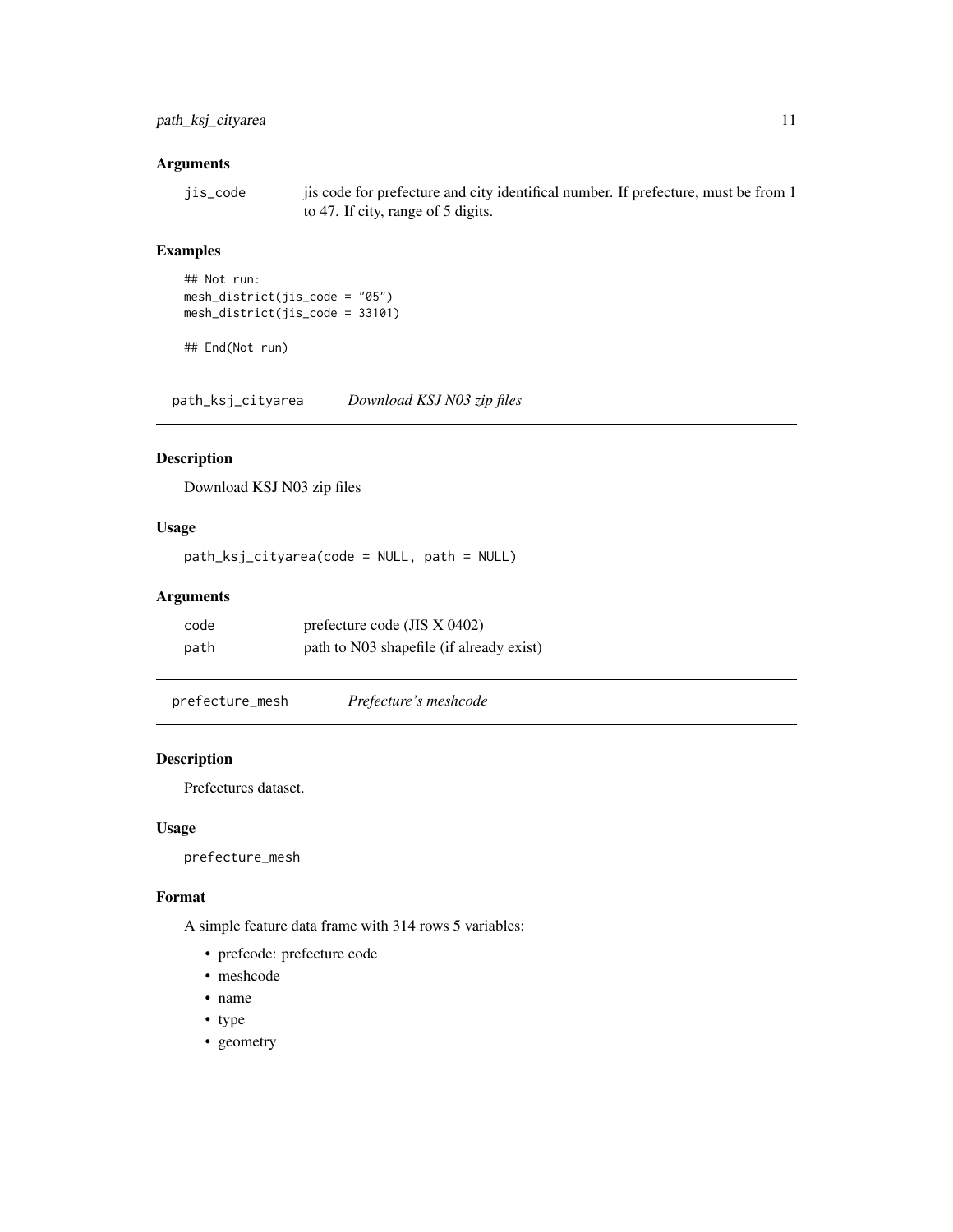### Arguments

| | |
|---|---|
| jis_code | jis code for prefecture and city identifical number. If prefecture, must be from 1 to 47. If city, range of 5 digits. |

### Examples

```
## Not run:
mesh_district(jis_code = "05")
mesh_district(jis_code = 33101)

## End(Not run)
```

## path_ksj_cityarea — *Download KSJ N03 zip files*

### Description

Download KSJ N03 zip files

### Usage

```
path_ksj_cityarea(code = NULL, path = NULL)
```

### Arguments

| | |
|---|---|
| code | prefecture code (JIS X 0402) |
| path | path to N03 shapefile (if already exist) |

## prefecture_mesh — *Prefecture's meshcode*

### Description

Prefectures dataset.

### Usage

```
prefecture_mesh
```

### Format

A simple feature data frame with 314 rows 5 variables:

- prefcode: prefecture code
- meshcode
- name
- type
- geometry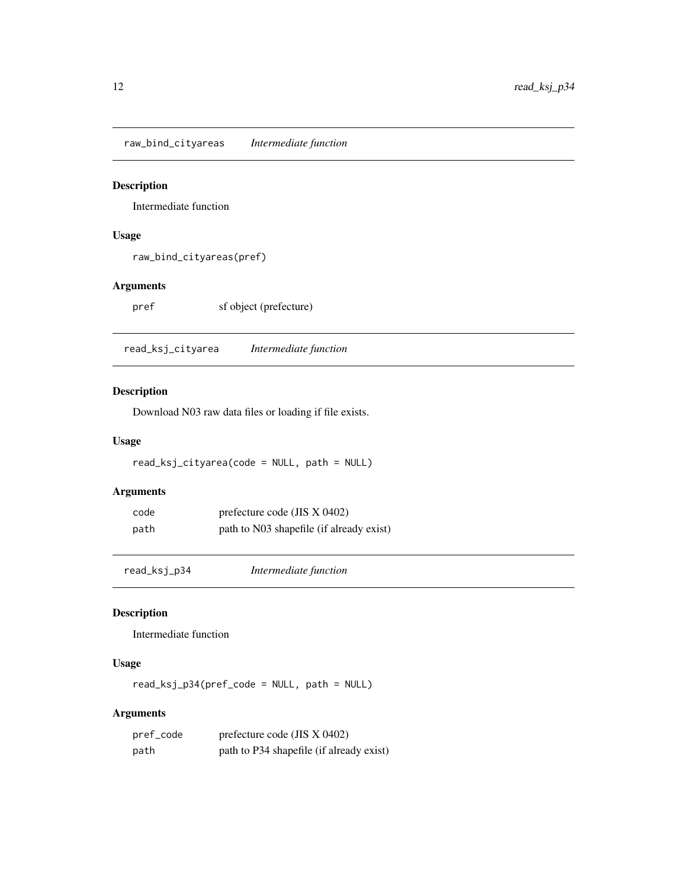## raw_bind_cityareas *Intermediate function*

### Description

Intermediate function

### Usage

```
raw_bind_cityareas(pref)
```

### Arguments

| | |
|---|---|
| pref | sf object (prefecture) |

## read_ksj_cityarea *Intermediate function*

### Description

Download N03 raw data files or loading if file exists.

### Usage

```
read_ksj_cityarea(code = NULL, path = NULL)
```

### Arguments

| | |
|---|---|
| code | prefecture code (JIS X 0402) |
| path | path to N03 shapefile (if already exist) |

## read_ksj_p34 *Intermediate function*

### Description

Intermediate function

### Usage

```
read_ksj_p34(pref_code = NULL, path = NULL)
```

### Arguments

| | |
|---|---|
| pref_code | prefecture code (JIS X 0402) |
| path | path to P34 shapefile (if already exist) |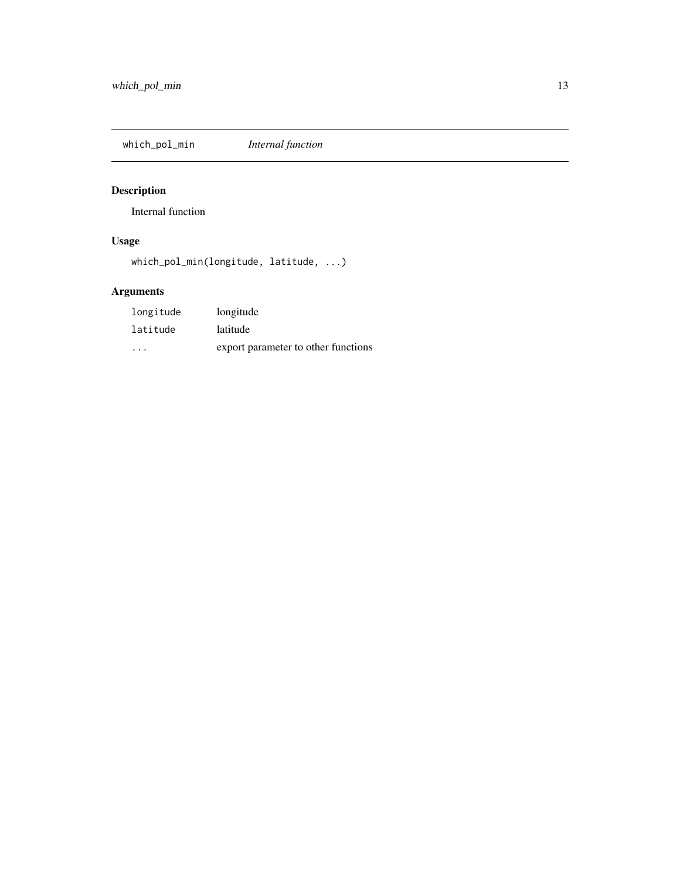## which_pol_min    *Internal function*

### Description

Internal function

### Usage

```
which_pol_min(longitude, latitude, ...)
```

### Arguments

| | |
|---|---|
| `longitude` | longitude |
| `latitude` | latitude |
| `...` | export parameter to other functions |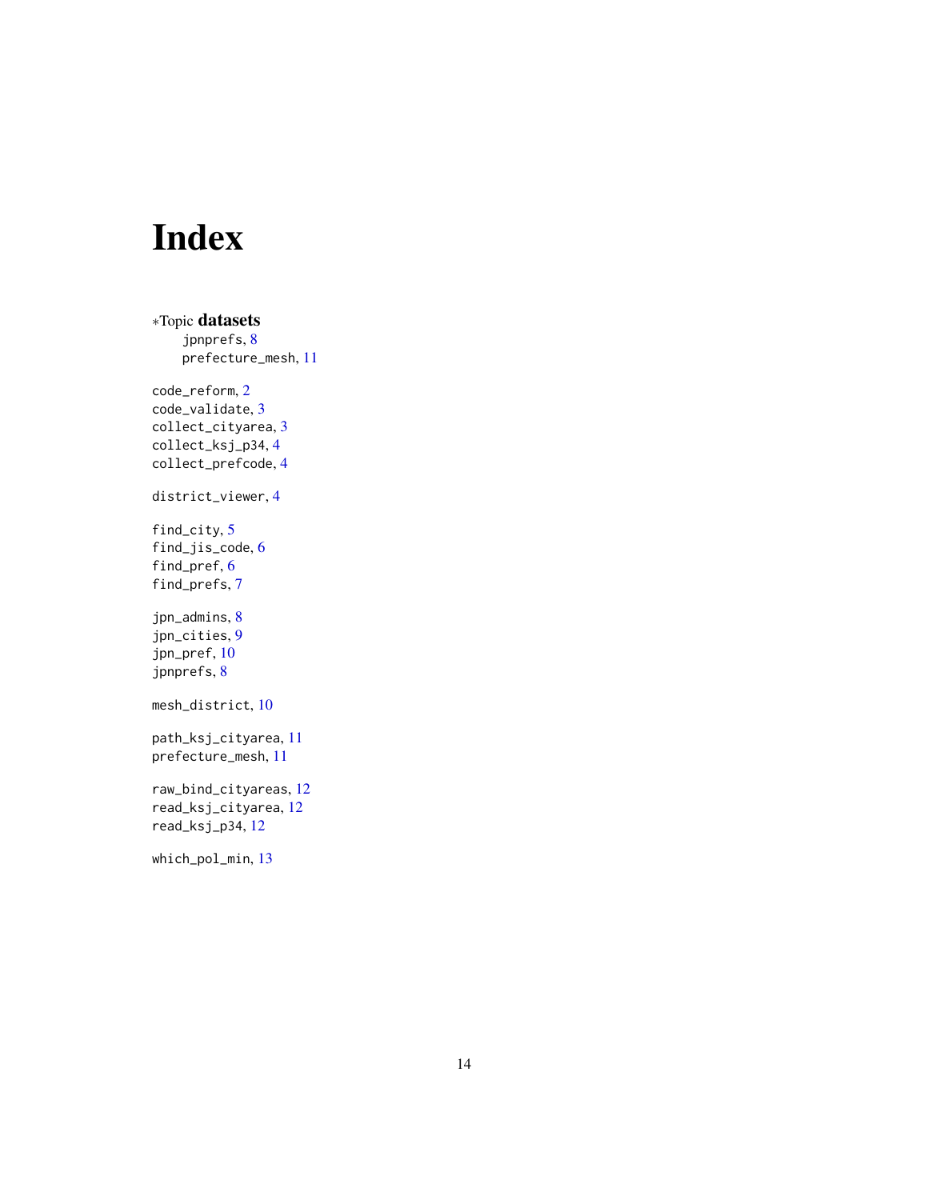# Index

*Topic **datasets**
    jpnprefs, 8
    prefecture_mesh, 11

code_reform, 2
code_validate, 3
collect_cityarea, 3
collect_ksj_p34, 4
collect_prefcode, 4

district_viewer, 4

find_city, 5
find_jis_code, 6
find_pref, 6
find_prefs, 7

jpn_admins, 8
jpn_cities, 9
jpn_pref, 10
jpnprefs, 8

mesh_district, 10

path_ksj_cityarea, 11
prefecture_mesh, 11

raw_bind_cityareas, 12
read_ksj_cityarea, 12
read_ksj_p34, 12

which_pol_min, 13